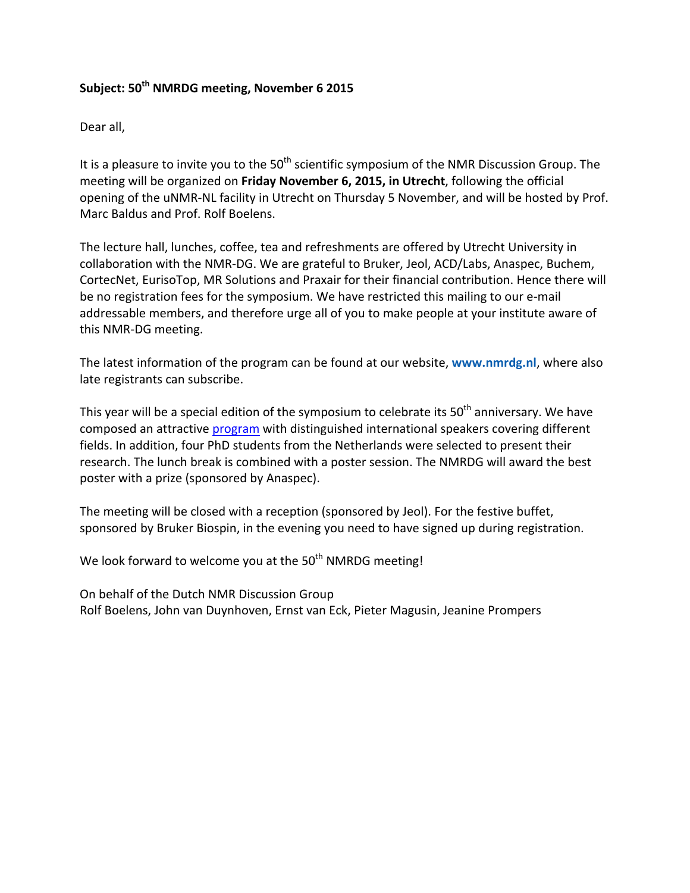**Subject: 50th NMRDG meeting, November 6 2015**

Dear all,

It is a pleasure to invite you to the 50th scientific symposium of the NMR Discussion Group. The meeting will be organized on **Friday November 6, 2015, in Utrecht**, following the official opening of the uNMR-NL facility in Utrecht on Thursday 5 November, and will be hosted by Prof. Marc Baldus and Prof. Rolf Boelens.

The lecture hall, lunches, coffee, tea and refreshments are offered by Utrecht University in collaboration with the NMR-DG. We are grateful to Bruker, Jeol, ACD/Labs, Anaspec, Buchem, CortecNet, EurisoTop, MR Solutions and Praxair for their financial contribution. Hence there will be no registration fees for the symposium. We have restricted this mailing to our e-mail addressable members, and therefore urge all of you to make people at your institute aware of this NMR-DG meeting.

The latest information of the program can be found at our website, **www.nmrdg.nl**, where also late registrants can subscribe.

This year will be a special edition of the symposium to celebrate its 50th anniversary. We have composed an attractive program with distinguished international speakers covering different fields. In addition, four PhD students from the Netherlands were selected to present their research. The lunch break is combined with a poster session. The NMRDG will award the best poster with a prize (sponsored by Anaspec).

The meeting will be closed with a reception (sponsored by Jeol). For the festive buffet, sponsored by Bruker Biospin, in the evening you need to have signed up during registration.

We look forward to welcome you at the 50th NMRDG meeting!

On behalf of the Dutch NMR Discussion Group
Rolf Boelens, John van Duynhoven, Ernst van Eck, Pieter Magusin, Jeanine Prompers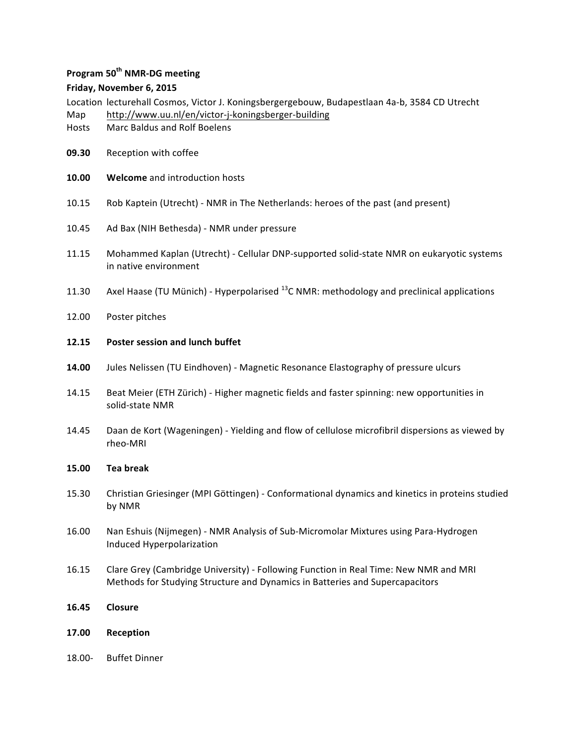**Program 50th NMR-DG meeting**

**Friday, November 6, 2015**

Location lecturehall Cosmos, Victor J. Koningsbergergebouw, Budapestlaan 4a-b, 3584 CD Utrecht
Map http://www.uu.nl/en/victor-j-koningsberger-building
Hosts Marc Baldus and Rolf Boelens

**09.30** Reception with coffee

**10.00** **Welcome** and introduction hosts

10.15 Rob Kaptein (Utrecht) - NMR in The Netherlands: heroes of the past (and present)

10.45 Ad Bax (NIH Bethesda) - NMR under pressure

11.15 Mohammed Kaplan (Utrecht) - Cellular DNP-supported solid-state NMR on eukaryotic systems in native environment

11.30 Axel Haase (TU Münich) - Hyperpolarised $^{13}C$ NMR: methodology and preclinical applications

12.00 Poster pitches

**12.15** **Poster session and lunch buffet**

**14.00** Jules Nelissen (TU Eindhoven) - Magnetic Resonance Elastography of pressure ulcurs

14.15 Beat Meier (ETH Zürich) - Higher magnetic fields and faster spinning: new opportunities in solid-state NMR

14.45 Daan de Kort (Wageningen) - Yielding and flow of cellulose microfibril dispersions as viewed by rheo-MRI

**15.00** **Tea break**

15.30 Christian Griesinger (MPI Göttingen) - Conformational dynamics and kinetics in proteins studied by NMR

16.00 Nan Eshuis (Nijmegen) - NMR Analysis of Sub-Micromolar Mixtures using Para-Hydrogen Induced Hyperpolarization

16.15 Clare Grey (Cambridge University) - Following Function in Real Time: New NMR and MRI Methods for Studying Structure and Dynamics in Batteries and Supercapacitors

**16.45** **Closure**

**17.00** **Reception**

18.00- Buffet Dinner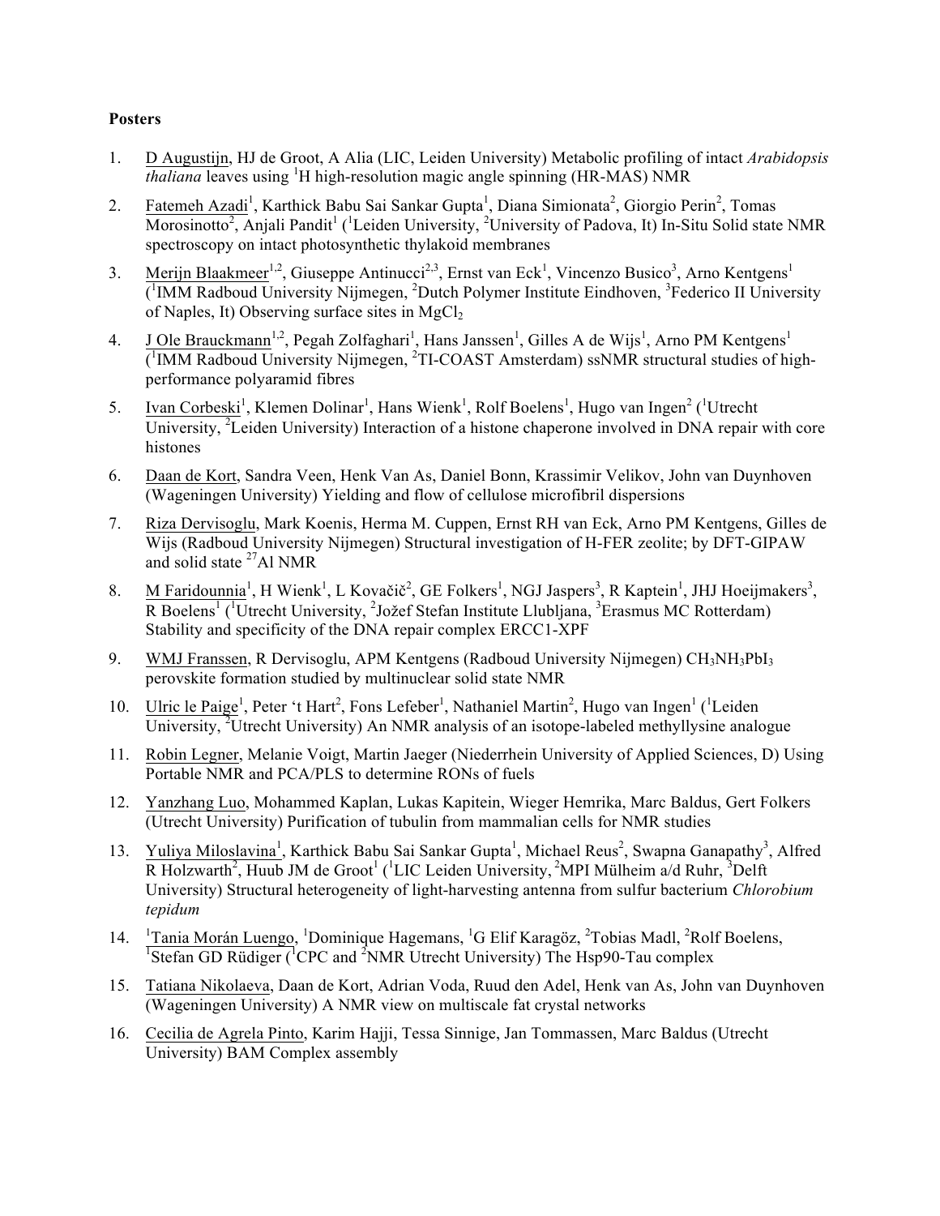**Posters**

1. D Augustijn, HJ de Groot, A Alia (LIC, Leiden University) Metabolic profiling of intact *Arabidopsis thaliana* leaves using $^{1}$H high-resolution magic angle spinning (HR-MAS) NMR
2. Fatemeh Azadi[1], Karthick Babu Sai Sankar Gupta[1], Diana Simionata[2], Giorgio Perin[2], Tomas Morosinotto[2], Anjali Pandit[1] ([1]Leiden University, [2]University of Padova, It) In-Situ Solid state NMR spectroscopy on intact photosynthetic thylakoid membranes
3. Merijn Blaakmeer[1,2], Giuseppe Antinucci[2,3], Ernst van Eck[1], Vincenzo Busico[3], Arno Kentgens[1] ([1]IMM Radboud University Nijmegen, [2]Dutch Polymer Institute Eindhoven, [3]Federico II University of Naples, It) Observing surface sites in $MgCl_2$
4. J Ole Brauckmann[1,2], Pegah Zolfaghari[1], Hans Janssen[1], Gilles A de Wijs[1], Arno PM Kentgens[1] ([1]IMM Radboud University Nijmegen, [2]TI-COAST Amsterdam) ssNMR structural studies of high-performance polyaramid fibres
5. Ivan Corbeski[1], Klemen Dolinar[1], Hans Wienk[1], Rolf Boelens[1], Hugo van Ingen[2] ([1]Utrecht University, [2]Leiden University) Interaction of a histone chaperone involved in DNA repair with core histones
6. Daan de Kort, Sandra Veen, Henk Van As, Daniel Bonn, Krassimir Velikov, John van Duynhoven (Wageningen University) Yielding and flow of cellulose microfibril dispersions
7. Riza Dervisoglu, Mark Koenis, Herma M. Cuppen, Ernst RH van Eck, Arno PM Kentgens, Gilles de Wijs (Radboud University Nijmegen) Structural investigation of H-FER zeolite; by DFT-GIPAW and solid state $^{27}$Al NMR
8. M Faridounnia[1], H Wienk[1], L Kovačič[2], GE Folkers[1], NGJ Jaspers[3], R Kaptein[1], JHJ Hoeijmakers[3], R Boelens[1] ([1]Utrecht University, [2]Jožef Stefan Institute Llubljana, [3]Erasmus MC Rotterdam) Stability and specificity of the DNA repair complex ERCC1-XPF
9. WMJ Franssen, R Dervisoglu, APM Kentgens (Radboud University Nijmegen) $CH_3NH_3PbI_3$ perovskite formation studied by multinuclear solid state NMR
10. Ulric le Paige[1], Peter 't Hart[2], Fons Lefeber[1], Nathaniel Martin[2], Hugo van Ingen[1] ([1]Leiden University, [2]Utrecht University) An NMR analysis of an isotope-labeled methyllysine analogue
11. Robin Legner, Melanie Voigt, Martin Jaeger (Niederrhein University of Applied Sciences, D) Using Portable NMR and PCA/PLS to determine RONs of fuels
12. Yanzhang Luo, Mohammed Kaplan, Lukas Kapitein, Wieger Hemrika, Marc Baldus, Gert Folkers (Utrecht University) Purification of tubulin from mammalian cells for NMR studies
13. Yuliya Miloslavina[1], Karthick Babu Sai Sankar Gupta[1], Michael Reus[2], Swapna Ganapathy[3], Alfred R Holzwarth[2], Huub JM de Groot[1] ([1]LIC Leiden University, [2]MPI Mülheim a/d Ruhr, [3]Delft University) Structural heterogeneity of light-harvesting antenna from sulfur bacterium *Chlorobium tepidum*
14. [1]Tania Morán Luengo, [1]Dominique Hagemans, [1]G Elif Karagöz, [2]Tobias Madl, [2]Rolf Boelens, [1]Stefan GD Rüdiger ([1]CPC and [2]NMR Utrecht University) The Hsp90-Tau complex
15. Tatiana Nikolaeva, Daan de Kort, Adrian Voda, Ruud den Adel, Henk van As, John van Duynhoven (Wageningen University) A NMR view on multiscale fat crystal networks
16. Cecilia de Agrela Pinto, Karim Hajji, Tessa Sinnige, Jan Tommassen, Marc Baldus (Utrecht University) BAM Complex assembly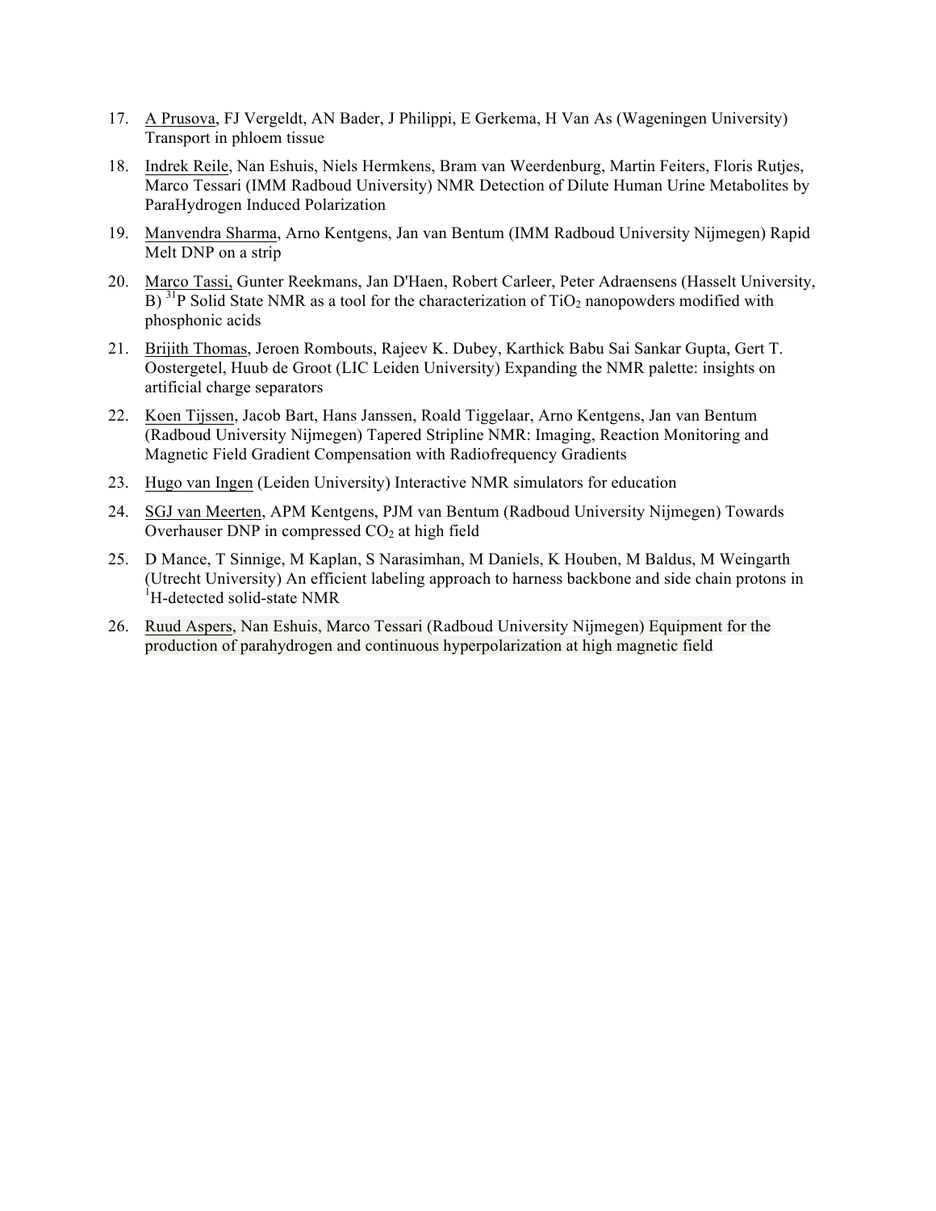17. A Prusova, FJ Vergeldt, AN Bader, J Philippi, E Gerkema, H Van As (Wageningen University) Transport in phloem tissue
18. Indrek Reile, Nan Eshuis, Niels Hermkens, Bram van Weerdenburg, Martin Feiters, Floris Rutjes, Marco Tessari (IMM Radboud University) NMR Detection of Dilute Human Urine Metabolites by ParaHydrogen Induced Polarization
19. Manvendra Sharma, Arno Kentgens, Jan van Bentum (IMM Radboud University Nijmegen) Rapid Melt DNP on a strip
20. Marco Tassi, Gunter Reekmans, Jan D'Haen, Robert Carleer, Peter Adraensens (Hasselt University, B) $^{31}P$ Solid State NMR as a tool for the characterization of $TiO_2$ nanopowders modified with phosphonic acids
21. Brijith Thomas, Jeroen Rombouts, Rajeev K. Dubey, Karthick Babu Sai Sankar Gupta, Gert T. Oostergetel, Huub de Groot (LIC Leiden University) Expanding the NMR palette: insights on artificial charge separators
22. Koen Tijssen, Jacob Bart, Hans Janssen, Roald Tiggelaar, Arno Kentgens, Jan van Bentum (Radboud University Nijmegen) Tapered Stripline NMR: Imaging, Reaction Monitoring and Magnetic Field Gradient Compensation with Radiofrequency Gradients
23. Hugo van Ingen (Leiden University) Interactive NMR simulators for education
24. SGJ van Meerten, APM Kentgens, PJM van Bentum (Radboud University Nijmegen) Towards Overhauser DNP in compressed $CO_2$ at high field
25. D Mance, T Sinnige, M Kaplan, S Narasimhan, M Daniels, K Houben, M Baldus, M Weingarth (Utrecht University) An efficient labeling approach to harness backbone and side chain protons in $^{1}H$-detected solid-state NMR
26. Ruud Aspers, Nan Eshuis, Marco Tessari (Radboud University Nijmegen) Equipment for the production of parahydrogen and continuous hyperpolarization at high magnetic field